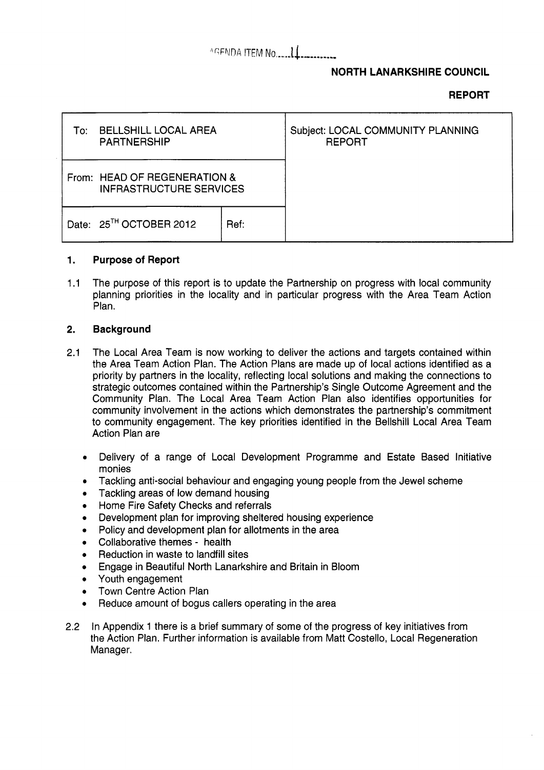AGENDA ITEM No....11..........

**NORTH LANARKSHIRE COUNCIL**

**REPORT**

| To: BELLSHILL LOCAL AREA PARTNERSHIP | | Subject: LOCAL COMMUNITY PLANNING REPORT |
|---|---|---|
| From: HEAD OF REGENERATION & INFRASTRUCTURE SERVICES | | |
| Date: 25TH OCTOBER 2012 | Ref: | |

## 1. Purpose of Report

1.1 The purpose of this report is to update the Partnership on progress with local community planning priorities in the locality and in particular progress with the Area Team Action Plan.

## 2. Background

2.1 The Local Area Team is now working to deliver the actions and targets contained within the Area Team Action Plan. The Action Plans are made up of local actions identified as a priority by partners in the locality, reflecting local solutions and making the connections to strategic outcomes contained within the Partnership's Single Outcome Agreement and the Community Plan. The Local Area Team Action Plan also identifies opportunities for community involvement in the actions which demonstrates the partnership's commitment to community engagement. The key priorities identified in the Bellshill Local Area Team Action Plan are

- Delivery of a range of Local Development Programme and Estate Based Initiative monies
- Tackling anti-social behaviour and engaging young people from the Jewel scheme
- Tackling areas of low demand housing
- Home Fire Safety Checks and referrals
- Development plan for improving sheltered housing experience
- Policy and development plan for allotments in the area
- Collaborative themes - health
- Reduction in waste to landfill sites
- Engage in Beautiful North Lanarkshire and Britain in Bloom
- Youth engagement
- Town Centre Action Plan
- Reduce amount of bogus callers operating in the area

2.2 In Appendix 1 there is a brief summary of some of the progress of key initiatives from the Action Plan. Further information is available from Matt Costello, Local Regeneration Manager.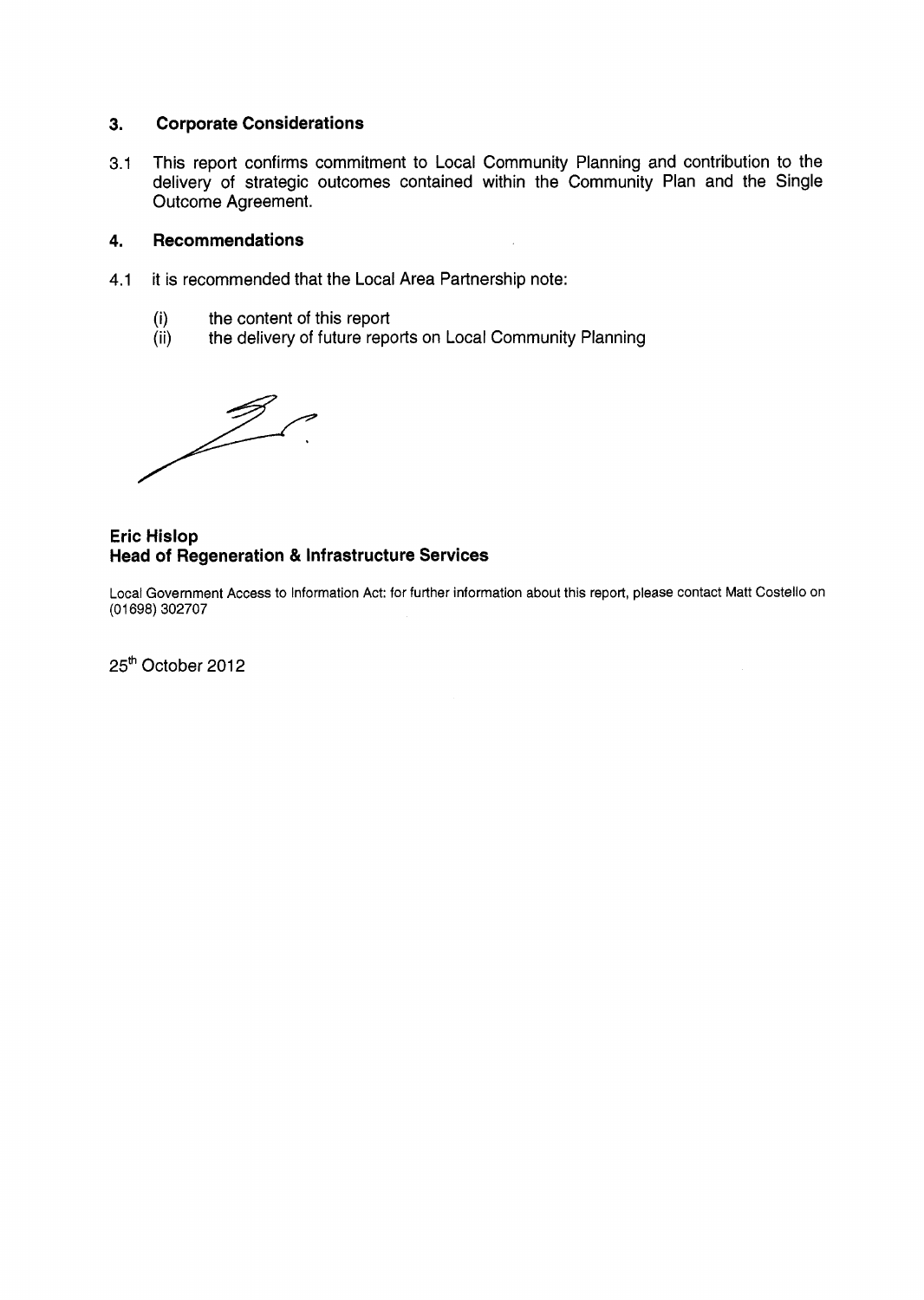## 3. Corporate Considerations

3.1 This report confirms commitment to Local Community Planning and contribution to the delivery of strategic outcomes contained within the Community Plan and the Single Outcome Agreement.

## 4. Recommendations

4.1 it is recommended that the Local Area Partnership note:

(i) the content of this report
(ii) the delivery of future reports on Local Community Planning

**Eric Hislop**
**Head of Regeneration & Infrastructure Services**

Local Government Access to Information Act: for further information about this report, please contact Matt Costello on (01698) 302707

25th October 2012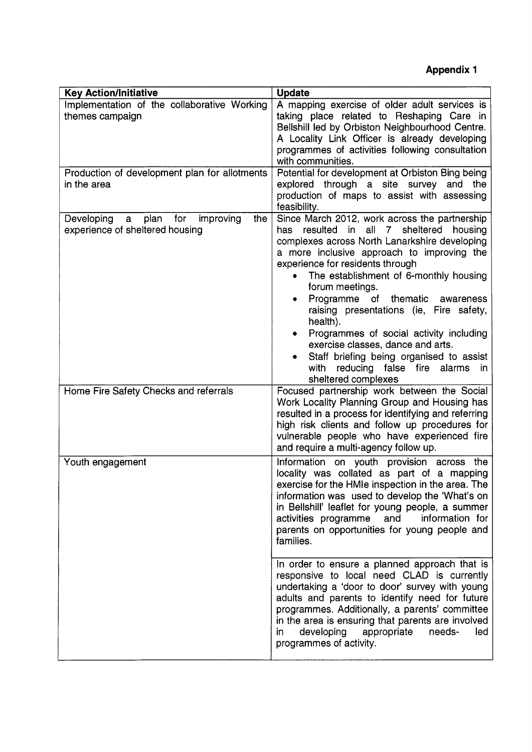**Appendix 1**

| Key Action/Initiative | Update |
| --- | --- |
| Implementation of the collaborative Working themes campaign | A mapping exercise of older adult services is taking place related to Reshaping Care in Bellshill led by Orbiston Neighbourhood Centre. A Locality Link Officer is already developing programmes of activities following consultation with communities. |
| Production of development plan for allotments in the area | Potential for development at Orbiston Bing being explored through a site survey and the production of maps to assist with assessing feasibility. |
| Developing a plan for improving the experience of sheltered housing | Since March 2012, work across the partnership has resulted in all 7 sheltered housing complexes across North Lanarkshire developing a more inclusive approach to improving the experience for residents through<br>• The establishment of 6-monthly housing forum meetings.<br>• Programme of thematic awareness raising presentations (ie, Fire safety, health).<br>• Programmes of social activity including exercise classes, dance and arts.<br>• Staff briefing being organised to assist with reducing false fire alarms in sheltered complexes |
| Home Fire Safety Checks and referrals | Focused partnership work between the Social Work Locality Planning Group and Housing has resulted in a process for identifying and referring high risk clients and follow up procedures for vulnerable people who have experienced fire and require a multi-agency follow up. |
| Youth engagement | Information on youth provision across the locality was collated as part of a mapping exercise for the HMIe inspection in the area. The information was used to develop the 'What's on in Bellshill' leaflet for young people, a summer activities programme and information for parents on opportunities for young people and families. |
| | In order to ensure a planned approach that is responsive to local need CLAD is currently undertaking a 'door to door' survey with young adults and parents to identify need for future programmes. Additionally, a parents' committee in the area is ensuring that parents are involved in developing appropriate needs- led programmes of activity. |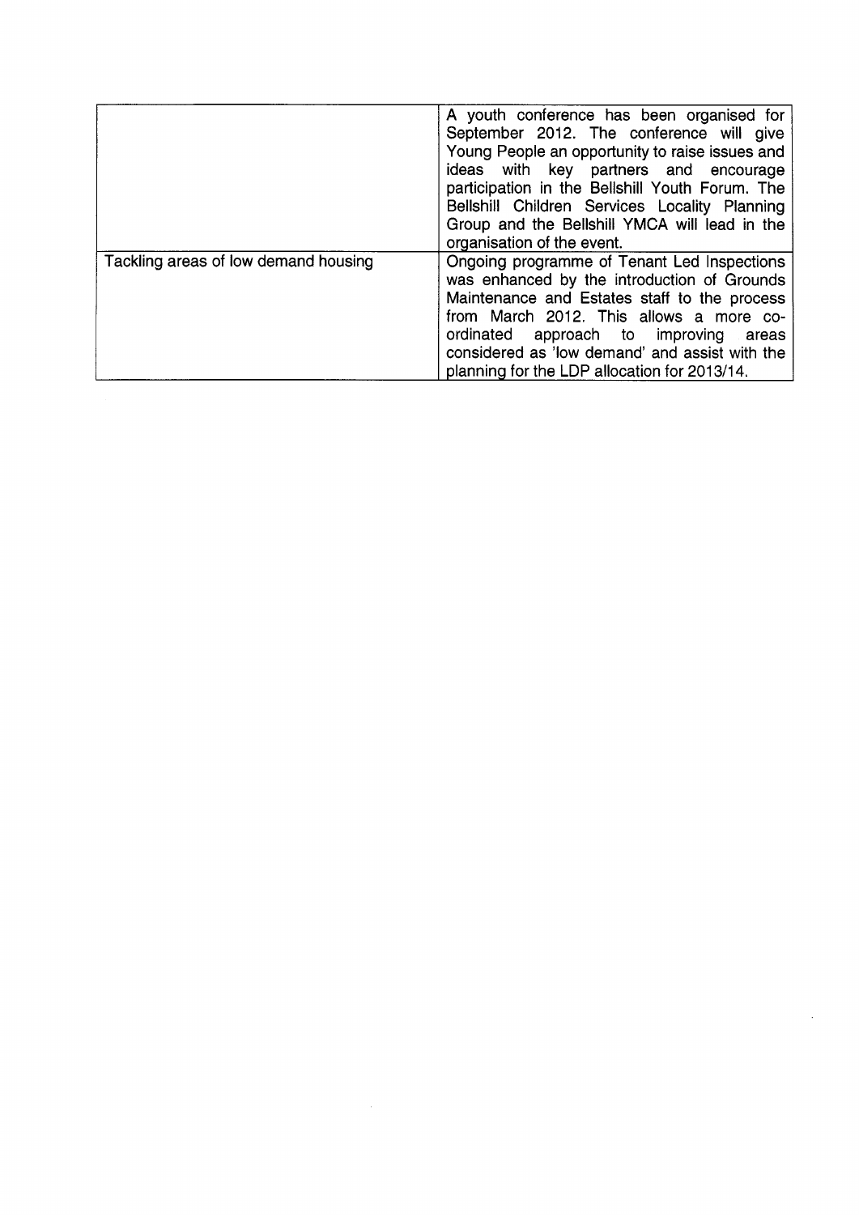| | |
|---|---|
| | A youth conference has been organised for September 2012. The conference will give Young People an opportunity to raise issues and ideas with key partners and encourage participation in the Bellshill Youth Forum. The Bellshill Children Services Locality Planning Group and the Bellshill YMCA will lead in the organisation of the event. |
| Tackling areas of low demand housing | Ongoing programme of Tenant Led Inspections was enhanced by the introduction of Grounds Maintenance and Estates staff to the process from March 2012. This allows a more co-ordinated approach to improving areas considered as 'low demand' and assist with the planning for the LDP allocation for 2013/14. |